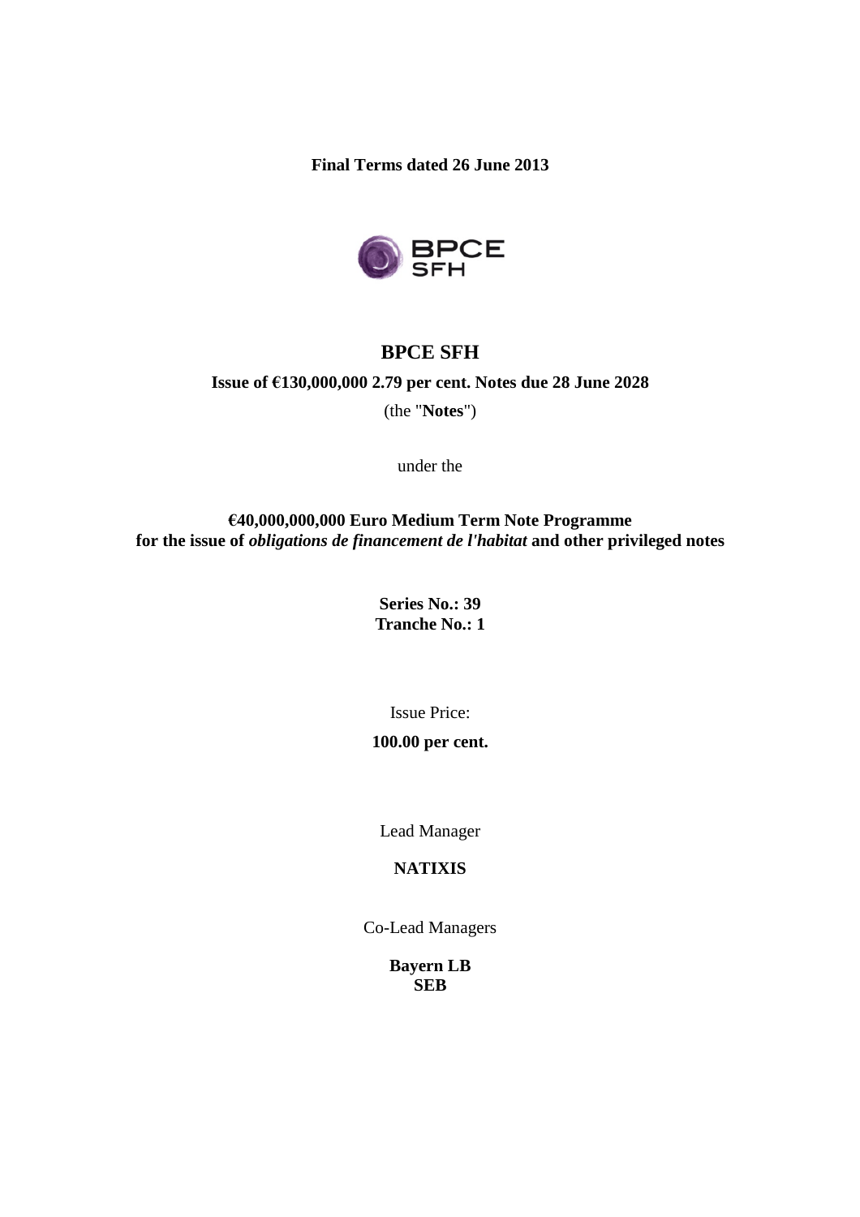**Final Terms dated 26 June 2013**

# BPCE SFH

**Issue of €130,000,000 2.79 per cent. Notes due 28 June 2028**

(the "**Notes**")

under the

**€40,000,000,000 Euro Medium Term Note Programme**
**for the issue of *obligations de financement de l'habitat* and other privileged notes**

**Series No.: 39**
**Tranche No.: 1**

Issue Price:

**100.00 per cent.**

Lead Manager

**NATIXIS**

Co-Lead Managers

**Bayern LB**
**SEB**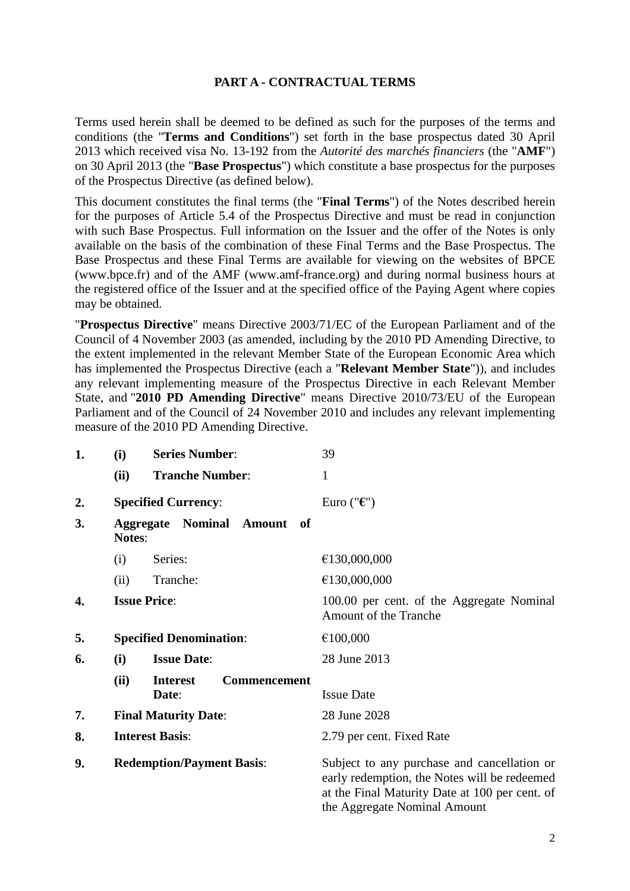## PART A - CONTRACTUAL TERMS

Terms used herein shall be deemed to be defined as such for the purposes of the terms and conditions (the "**Terms and Conditions**") set forth in the base prospectus dated 30 April 2013 which received visa No. 13-192 from the *Autorité des marchés financiers* (the "**AMF**") on 30 April 2013 (the "**Base Prospectus**") which constitute a base prospectus for the purposes of the Prospectus Directive (as defined below).

This document constitutes the final terms (the "**Final Terms**") of the Notes described herein for the purposes of Article 5.4 of the Prospectus Directive and must be read in conjunction with such Base Prospectus. Full information on the Issuer and the offer of the Notes is only available on the basis of the combination of these Final Terms and the Base Prospectus. The Base Prospectus and these Final Terms are available for viewing on the websites of BPCE (www.bpce.fr) and of the AMF (www.amf-france.org) and during normal business hours at the registered office of the Issuer and at the specified office of the Paying Agent where copies may be obtained.

"**Prospectus Directive**" means Directive 2003/71/EC of the European Parliament and of the Council of 4 November 2003 (as amended, including by the 2010 PD Amending Directive, to the extent implemented in the relevant Member State of the European Economic Area which has implemented the Prospectus Directive (each a "**Relevant Member State**")), and includes any relevant implementing measure of the Prospectus Directive in each Relevant Member State, and "**2010 PD Amending Directive**" means Directive 2010/73/EU of the European Parliament and of the Council of 24 November 2010 and includes any relevant implementing measure of the 2010 PD Amending Directive.

| | | | |
|---|---|---|---|
| **1.** | **(i)** | **Series Number**: | 39 |
| | **(ii)** | **Tranche Number**: | 1 |
| **2.** | | **Specified Currency**: | Euro ("**€**") |
| **3.** | | **Aggregate Nominal Amount of Notes**: | |
| | (i) | Series: | €130,000,000 |
| | (ii) | Tranche: | €130,000,000 |
| **4.** | | **Issue Price**: | 100.00 per cent. of the Aggregate Nominal Amount of the Tranche |
| **5.** | | **Specified Denomination**: | €100,000 |
| **6.** | **(i)** | **Issue Date**: | 28 June 2013 |
| | **(ii)** | **Interest Commencement Date**: | Issue Date |
| **7.** | | **Final Maturity Date**: | 28 June 2028 |
| **8.** | | **Interest Basis**: | 2.79 per cent. Fixed Rate |
| **9.** | | **Redemption/Payment Basis**: | Subject to any purchase and cancellation or early redemption, the Notes will be redeemed at the Final Maturity Date at 100 per cent. of the Aggregate Nominal Amount |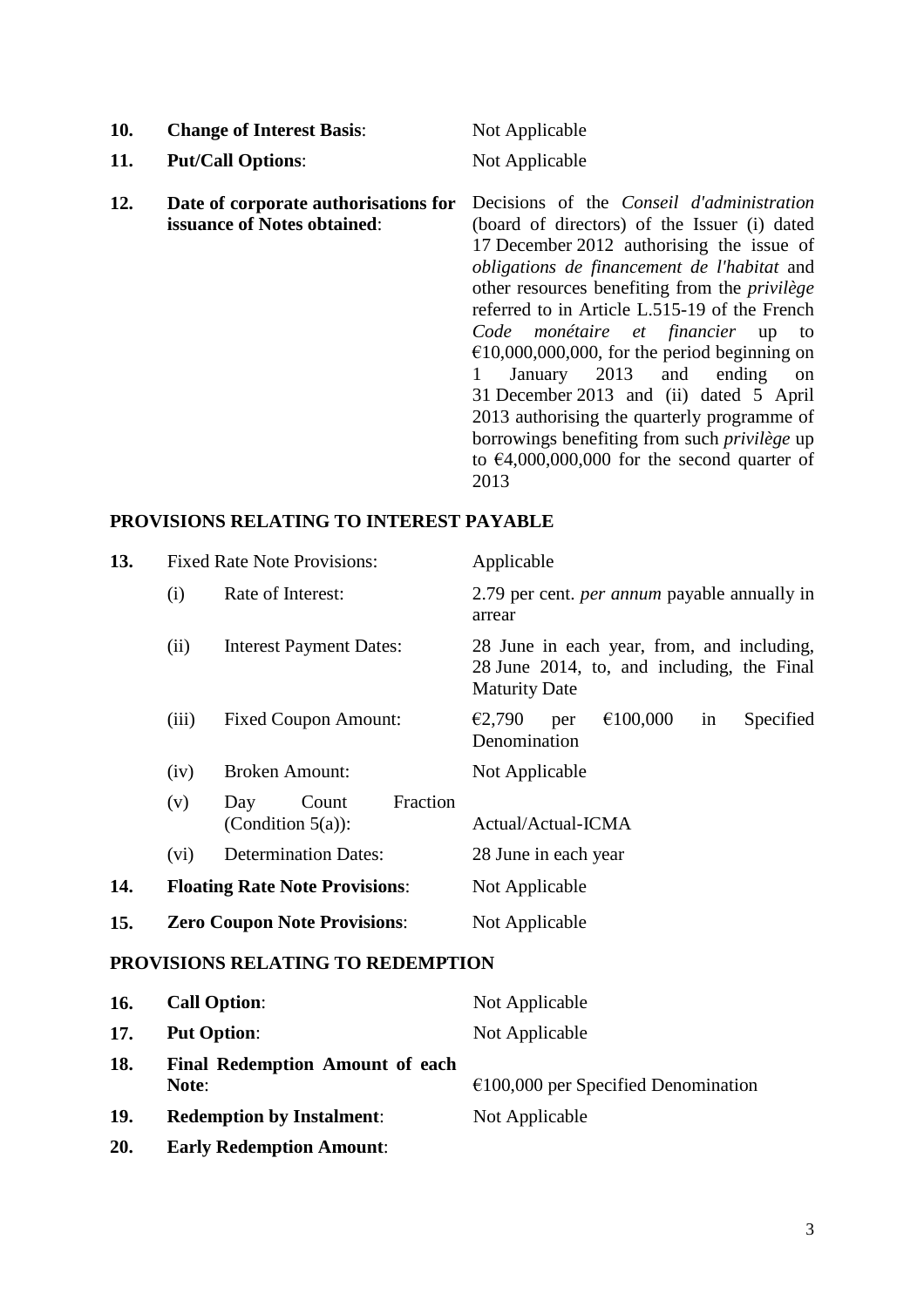| | | |
|---|---|---|
| **10.** | **Change of Interest Basis**: | Not Applicable |
| **11.** | **Put/Call Options**: | Not Applicable |
| **12.** | **Date of corporate authorisations for issuance of Notes obtained**: | Decisions of the *Conseil d'administration* (board of directors) of the Issuer (i) dated 17 December 2012 authorising the issue of *obligations de financement de l'habitat* and other resources benefiting from the *privilège* referred to in Article L.515-19 of the French *Code monétaire et financier* up to €10,000,000,000, for the period beginning on 1 January 2013 and ending on 31 December 2013 and (ii) dated 5 April 2013 authorising the quarterly programme of borrowings benefiting from such *privilège* up to €4,000,000,000 for the second quarter of 2013 |

## PROVISIONS RELATING TO INTEREST PAYABLE

| | | | |
|---|---|---|---|
| **13.** | Fixed Rate Note Provisions: | | Applicable |
| | (i) | Rate of Interest: | 2.79 per cent. *per annum* payable annually in arrear |
| | (ii) | Interest Payment Dates: | 28 June in each year, from, and including, 28 June 2014, to, and including, the Final Maturity Date |
| | (iii) | Fixed Coupon Amount: | €2,790 per €100,000 in Specified Denomination |
| | (iv) | Broken Amount: | Not Applicable |
| | (v) | Day Count Fraction (Condition 5(a)): | Actual/Actual-ICMA |
| | (vi) | Determination Dates: | 28 June in each year |
| **14.** | **Floating Rate Note Provisions**: | | Not Applicable |
| **15.** | **Zero Coupon Note Provisions**: | | Not Applicable |

## PROVISIONS RELATING TO REDEMPTION

| | | |
|---|---|---|
| **16.** | **Call Option**: | Not Applicable |
| **17.** | **Put Option**: | Not Applicable |
| **18.** | **Final Redemption Amount of each Note**: | €100,000 per Specified Denomination |
| **19.** | **Redemption by Instalment**: | Not Applicable |
| **20.** | **Early Redemption Amount**: | |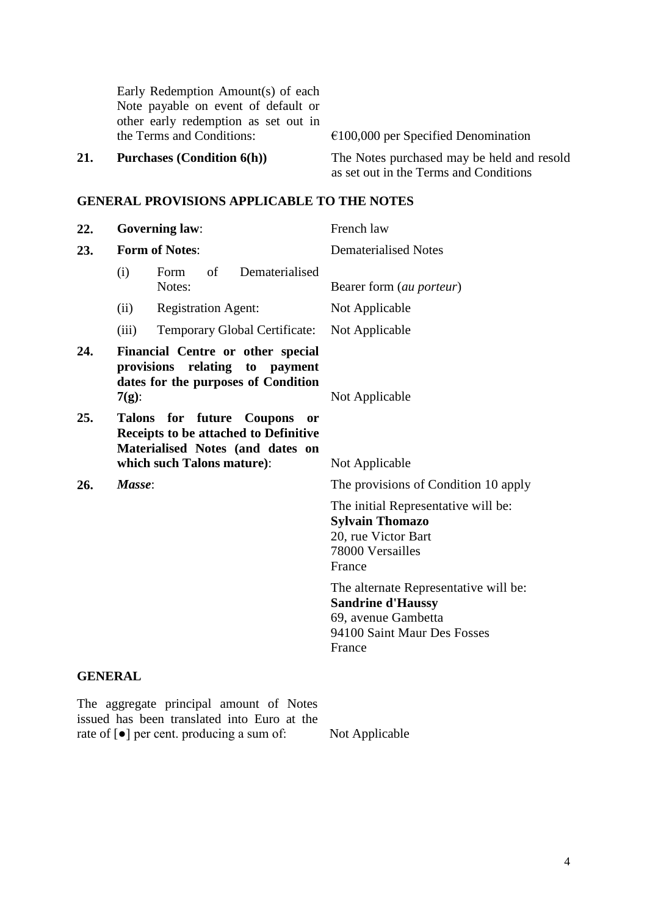| | | |
|---|---|---|
| | Early Redemption Amount(s) of each Note payable on event of default or other early redemption as set out in the Terms and Conditions: | €100,000 per Specified Denomination |
| **21.** | **Purchases (Condition 6(h))** | The Notes purchased may be held and resold as set out in the Terms and Conditions |

## GENERAL PROVISIONS APPLICABLE TO THE NOTES

| | | |
|---|---|---|
| **22.** | **Governing law**: | French law |
| **23.** | **Form of Notes**: | Dematerialised Notes |
| | (i) Form of Dematerialised Notes: | Bearer form (*au porteur*) |
| | (ii) Registration Agent: | Not Applicable |
| | (iii) Temporary Global Certificate: | Not Applicable |
| **24.** | **Financial Centre or other special provisions relating to payment dates for the purposes of Condition 7(g)**: | Not Applicable |
| **25.** | **Talons for future Coupons or Receipts to be attached to Definitive Materialised Notes (and dates on which such Talons mature)**: | Not Applicable |
| **26.** | ***Masse***: | The provisions of Condition 10 apply |
| | | The initial Representative will be:<br>**Sylvain Thomazo**<br>20, rue Victor Bart<br>78000 Versailles<br>France |
| | | The alternate Representative will be:<br>**Sandrine d'Haussy**<br>69, avenue Gambetta<br>94100 Saint Maur Des Fosses<br>France |

## GENERAL

| | |
|---|---|
| The aggregate principal amount of Notes issued has been translated into Euro at the rate of [●] per cent. producing a sum of: | Not Applicable |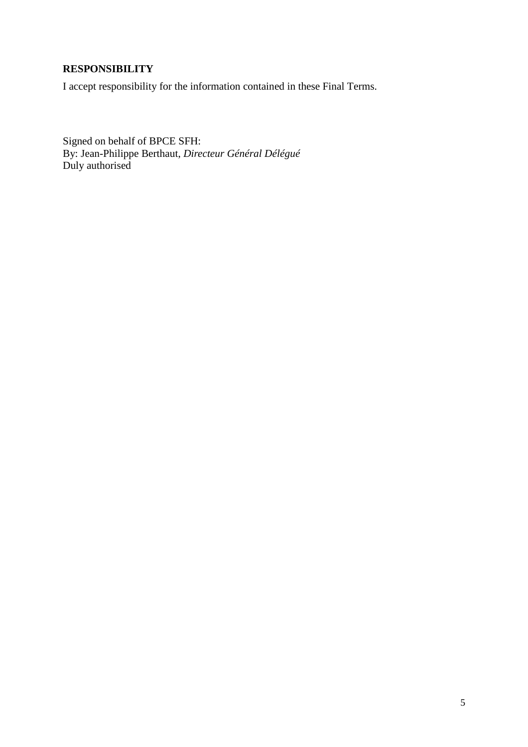**RESPONSIBILITY**

I accept responsibility for the information contained in these Final Terms.

Signed on behalf of BPCE SFH:
By: Jean-Philippe Berthaut, *Directeur Général Délégué*
Duly authorised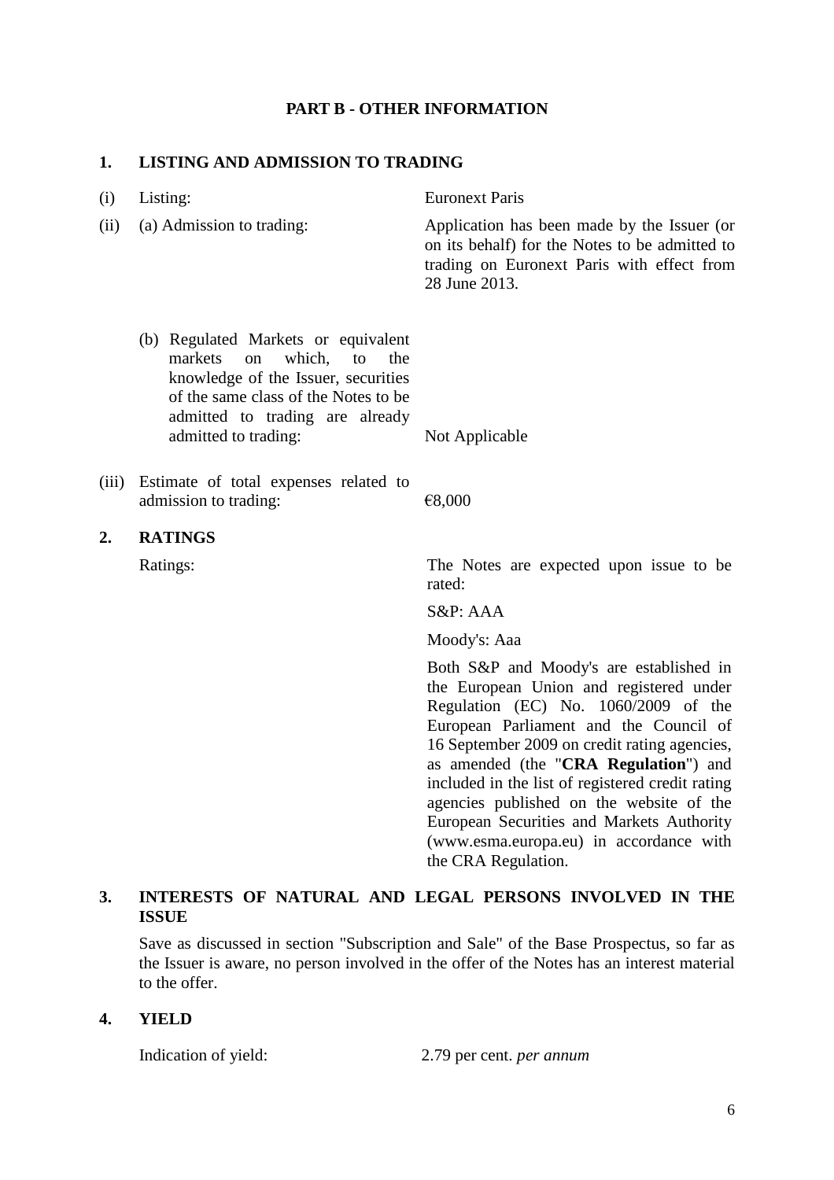## PART B - OTHER INFORMATION

### 1. LISTING AND ADMISSION TO TRADING

| | | |
|---|---|---|
| (i) | Listing: | Euronext Paris |
| (ii) | (a) Admission to trading: | Application has been made by the Issuer (or on its behalf) for the Notes to be admitted to trading on Euronext Paris with effect from 28 June 2013. |
| | (b) Regulated Markets or equivalent markets on which, to the knowledge of the Issuer, securities of the same class of the Notes to be admitted to trading are already admitted to trading: | Not Applicable |
| (iii) | Estimate of total expenses related to admission to trading: | €8,000 |

### 2. RATINGS

Ratings: The Notes are expected upon issue to be rated:

S&P: AAA

Moody's: Aaa

Both S&P and Moody's are established in the European Union and registered under Regulation (EC) No. 1060/2009 of the European Parliament and the Council of 16 September 2009 on credit rating agencies, as amended (the "**CRA Regulation**") and included in the list of registered credit rating agencies published on the website of the European Securities and Markets Authority (www.esma.europa.eu) in accordance with the CRA Regulation.

### 3. INTERESTS OF NATURAL AND LEGAL PERSONS INVOLVED IN THE ISSUE

Save as discussed in section "Subscription and Sale" of the Base Prospectus, so far as the Issuer is aware, no person involved in the offer of the Notes has an interest material to the offer.

### 4. YIELD

Indication of yield: 2.79 per cent. *per annum*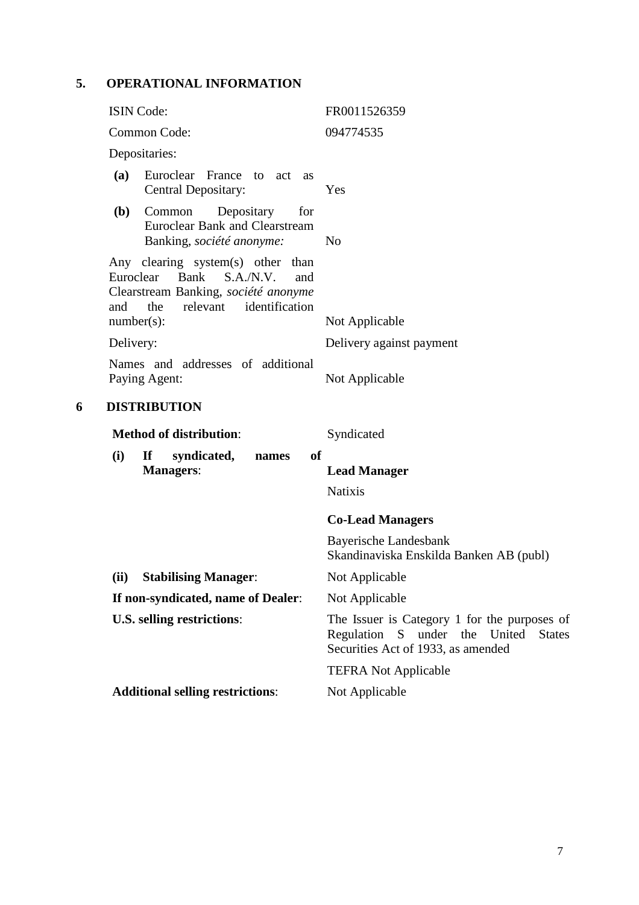## 5. OPERATIONAL INFORMATION

| | |
|---|---|
| ISIN Code: | FR0011526359 |
| Common Code: | 094774535 |
| Depositaries: | |
| **(a)** Euroclear France to act as Central Depositary: | Yes |
| **(b)** Common Depositary for Euroclear Bank and Clearstream Banking, *société anonyme:* | No |
| Any clearing system(s) other than Euroclear Bank S.A./N.V. and Clearstream Banking, *société anonyme* and the relevant identification number(s): | Not Applicable |
| Delivery: | Delivery against payment |
| Names and addresses of additional Paying Agent: | Not Applicable |

## 6 DISTRIBUTION

| | |
|---|---|
| **Method of distribution**: | Syndicated |
| **(i) If syndicated, names of Managers**: | **Lead Manager**<br>Natixis<br>**Co-Lead Managers**<br>Bayerische Landesbank<br>Skandinaviska Enskilda Banken AB (publ) |
| **(ii) Stabilising Manager**: | Not Applicable |
| **If non-syndicated, name of Dealer**: | Not Applicable |
| **U.S. selling restrictions**: | The Issuer is Category 1 for the purposes of Regulation S under the United States Securities Act of 1933, as amended<br>TEFRA Not Applicable |
| **Additional selling restrictions**: | Not Applicable |